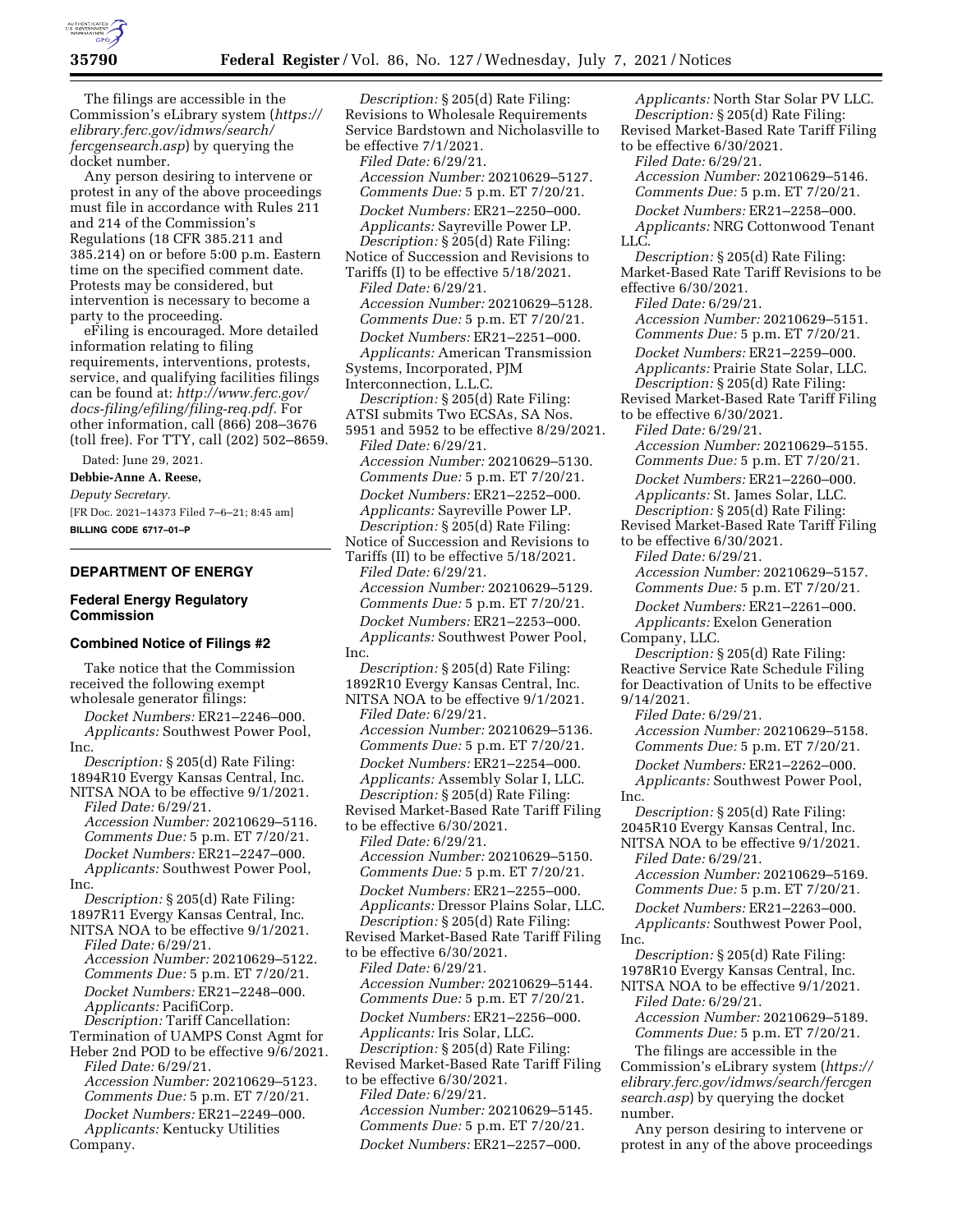The filings are accessible in the Commission's eLibrary system (*https://elibrary.ferc.gov/idmws/search/fercgensearch.asp*) by querying the docket number.

Any person desiring to intervene or protest in any of the above proceedings must file in accordance with Rules 211 and 214 of the Commission's Regulations (18 CFR 385.211 and 385.214) on or before 5:00 p.m. Eastern time on the specified comment date. Protests may be considered, but intervention is necessary to become a party to the proceeding.

eFiling is encouraged. More detailed information relating to filing requirements, interventions, protests, service, and qualifying facilities filings can be found at: *http://www.ferc.gov/docs-filing/efiling/filing-req.pdf*. For other information, call (866) 208–3676 (toll free). For TTY, call (202) 502–8659.

Dated: June 29, 2021.

**Debbie-Anne A. Reese,**

*Deputy Secretary.*

[FR Doc. 2021–14373 Filed 7–6–21; 8:45 am]

**BILLING CODE 6717–01–P**

## DEPARTMENT OF ENERGY

### Federal Energy Regulatory Commission

### Combined Notice of Filings #2

Take notice that the Commission received the following exempt wholesale generator filings:

*Docket Numbers:* ER21–2246–000.
*Applicants:* Southwest Power Pool, Inc.
*Description:* § 205(d) Rate Filing: 1894R10 Evergy Kansas Central, Inc. NITSA NOA to be effective 9/1/2021.
*Filed Date:* 6/29/21.
*Accession Number:* 20210629–5116.
*Comments Due:* 5 p.m. ET 7/20/21.

*Docket Numbers:* ER21–2247–000.
*Applicants:* Southwest Power Pool, Inc.
*Description:* § 205(d) Rate Filing: 1897R11 Evergy Kansas Central, Inc. NITSA NOA to be effective 9/1/2021.
*Filed Date:* 6/29/21.
*Accession Number:* 20210629–5122.
*Comments Due:* 5 p.m. ET 7/20/21.

*Docket Numbers:* ER21–2248–000.
*Applicants:* PacifiCorp.
*Description:* Tariff Cancellation: Termination of UAMPS Const Agmt for Heber 2nd POD to be effective 9/6/2021.
*Filed Date:* 6/29/21.
*Accession Number:* 20210629–5123.
*Comments Due:* 5 p.m. ET 7/20/21.

*Docket Numbers:* ER21–2249–000.
*Applicants:* Kentucky Utilities Company.
*Description:* § 205(d) Rate Filing: Revisions to Wholesale Requirements Service Bardstown and Nicholasville to be effective 7/1/2021.
*Filed Date:* 6/29/21.
*Accession Number:* 20210629–5127.
*Comments Due:* 5 p.m. ET 7/20/21.

*Docket Numbers:* ER21–2250–000.
*Applicants:* Sayreville Power LP.
*Description:* § 205(d) Rate Filing: Notice of Succession and Revisions to Tariffs (I) to be effective 5/18/2021.
*Filed Date:* 6/29/21.
*Accession Number:* 20210629–5128.
*Comments Due:* 5 p.m. ET 7/20/21.

*Docket Numbers:* ER21–2251–000.
*Applicants:* American Transmission Systems, Incorporated, PJM Interconnection, L.L.C.
*Description:* § 205(d) Rate Filing: ATSI submits Two ECSAs, SA Nos. 5951 and 5952 to be effective 8/29/2021.
*Filed Date:* 6/29/21.
*Accession Number:* 20210629–5130.
*Comments Due:* 5 p.m. ET 7/20/21.

*Docket Numbers:* ER21–2252–000.
*Applicants:* Sayreville Power LP.
*Description:* § 205(d) Rate Filing: Notice of Succession and Revisions to Tariffs (II) to be effective 5/18/2021.
*Filed Date:* 6/29/21.
*Accession Number:* 20210629–5129.
*Comments Due:* 5 p.m. ET 7/20/21.

*Docket Numbers:* ER21–2253–000.
*Applicants:* Southwest Power Pool, Inc.
*Description:* § 205(d) Rate Filing: 1892R10 Evergy Kansas Central, Inc. NITSA NOA to be effective 9/1/2021.
*Filed Date:* 6/29/21.
*Accession Number:* 20210629–5136.
*Comments Due:* 5 p.m. ET 7/20/21.

*Docket Numbers:* ER21–2254–000.
*Applicants:* Assembly Solar I, LLC.
*Description:* § 205(d) Rate Filing: Revised Market-Based Rate Tariff Filing to be effective 6/30/2021.
*Filed Date:* 6/29/21.
*Accession Number:* 20210629–5150.
*Comments Due:* 5 p.m. ET 7/20/21.

*Docket Numbers:* ER21–2255–000.
*Applicants:* Dressor Plains Solar, LLC.
*Description:* § 205(d) Rate Filing: Revised Market-Based Rate Tariff Filing to be effective 6/30/2021.
*Filed Date:* 6/29/21.
*Accession Number:* 20210629–5144.
*Comments Due:* 5 p.m. ET 7/20/21.

*Docket Numbers:* ER21–2256–000.
*Applicants:* Iris Solar, LLC.
*Description:* § 205(d) Rate Filing: Revised Market-Based Rate Tariff Filing to be effective 6/30/2021.
*Filed Date:* 6/29/21.
*Accession Number:* 20210629–5145.
*Comments Due:* 5 p.m. ET 7/20/21.

*Docket Numbers:* ER21–2257–000.
*Applicants:* North Star Solar PV LLC.
*Description:* § 205(d) Rate Filing: Revised Market-Based Rate Tariff Filing to be effective 6/30/2021.
*Filed Date:* 6/29/21.
*Accession Number:* 20210629–5146.
*Comments Due:* 5 p.m. ET 7/20/21.

*Docket Numbers:* ER21–2258–000.
*Applicants:* NRG Cottonwood Tenant LLC.
*Description:* § 205(d) Rate Filing: Market-Based Rate Tariff Revisions to be effective 6/30/2021.
*Filed Date:* 6/29/21.
*Accession Number:* 20210629–5151.
*Comments Due:* 5 p.m. ET 7/20/21.

*Docket Numbers:* ER21–2259–000.
*Applicants:* Prairie State Solar, LLC.
*Description:* § 205(d) Rate Filing: Revised Market-Based Rate Tariff Filing to be effective 6/30/2021.
*Filed Date:* 6/29/21.
*Accession Number:* 20210629–5155.
*Comments Due:* 5 p.m. ET 7/20/21.

*Docket Numbers:* ER21–2260–000.
*Applicants:* St. James Solar, LLC.
*Description:* § 205(d) Rate Filing: Revised Market-Based Rate Tariff Filing to be effective 6/30/2021.
*Filed Date:* 6/29/21.
*Accession Number:* 20210629–5157.
*Comments Due:* 5 p.m. ET 7/20/21.

*Docket Numbers:* ER21–2261–000.
*Applicants:* Exelon Generation Company, LLC.
*Description:* § 205(d) Rate Filing: Reactive Service Rate Schedule Filing for Deactivation of Units to be effective 9/14/2021.
*Filed Date:* 6/29/21.
*Accession Number:* 20210629–5158.
*Comments Due:* 5 p.m. ET 7/20/21.

*Docket Numbers:* ER21–2262–000.
*Applicants:* Southwest Power Pool, Inc.
*Description:* § 205(d) Rate Filing: 2045R10 Evergy Kansas Central, Inc. NITSA NOA to be effective 9/1/2021.
*Filed Date:* 6/29/21.
*Accession Number:* 20210629–5169.
*Comments Due:* 5 p.m. ET 7/20/21.

*Docket Numbers:* ER21–2263–000.
*Applicants:* Southwest Power Pool, Inc.
*Description:* § 205(d) Rate Filing: 1978R10 Evergy Kansas Central, Inc. NITSA NOA to be effective 9/1/2021.
*Filed Date:* 6/29/21.
*Accession Number:* 20210629–5189.
*Comments Due:* 5 p.m. ET 7/20/21.

The filings are accessible in the Commission's eLibrary system (*https://elibrary.ferc.gov/idmws/search/fercgensearch.asp*) by querying the docket number.

Any person desiring to intervene or protest in any of the above proceedings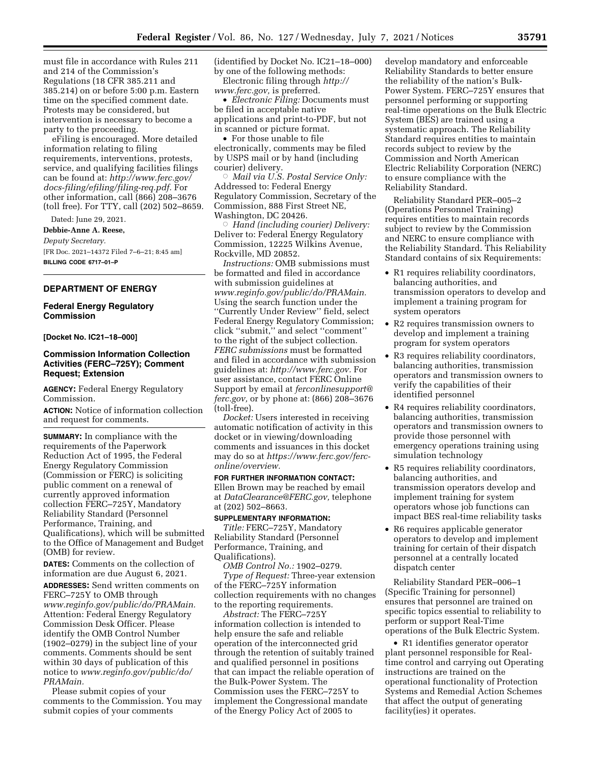must file in accordance with Rules 211 and 214 of the Commission's Regulations (18 CFR 385.211 and 385.214) on or before 5:00 p.m. Eastern time on the specified comment date. Protests may be considered, but intervention is necessary to become a party to the proceeding.

eFiling is encouraged. More detailed information relating to filing requirements, interventions, protests, service, and qualifying facilities filings can be found at: *http://www.ferc.gov/docs-filing/efiling/filing-req.pdf*. For other information, call (866) 208–3676 (toll free). For TTY, call (202) 502–8659.

Dated: June 29, 2021.

**Debbie-Anne A. Reese,**

*Deputy Secretary.*

[FR Doc. 2021–14372 Filed 7–6–21; 8:45 am]

**BILLING CODE 6717–01–P**

## DEPARTMENT OF ENERGY

### Federal Energy Regulatory Commission

**[Docket No. IC21–18–000]**

### Commission Information Collection Activities (FERC–725Y); Comment Request; Extension

**AGENCY:** Federal Energy Regulatory Commission.

**ACTION:** Notice of information collection and request for comments.

**SUMMARY:** In compliance with the requirements of the Paperwork Reduction Act of 1995, the Federal Energy Regulatory Commission (Commission or FERC) is soliciting public comment on a renewal of currently approved information collection FERC–725Y, Mandatory Reliability Standard (Personnel Performance, Training, and Qualifications), which will be submitted to the Office of Management and Budget (OMB) for review.

**DATES:** Comments on the collection of information are due August 6, 2021.

**ADDRESSES:** Send written comments on FERC–725Y to OMB through *www.reginfo.gov/public/do/PRAMain.* Attention: Federal Energy Regulatory Commission Desk Officer. Please identify the OMB Control Number (1902–0279) in the subject line of your comments. Comments should be sent within 30 days of publication of this notice to *www.reginfo.gov/public/do/PRAMain.*

Please submit copies of your comments to the Commission. You may submit copies of your comments (identified by Docket No. IC21–18–000) by one of the following methods:

Electronic filing through *http://www.ferc.gov,* is preferred.

- *Electronic Filing:* Documents must be filed in acceptable native applications and print-to-PDF, but not in scanned or picture format.
- For those unable to file electronically, comments may be filed by USPS mail or by hand (including courier) delivery.
  - *Mail via U.S. Postal Service Only:* Addressed to: Federal Energy Regulatory Commission, Secretary of the Commission, 888 First Street NE, Washington, DC 20426.
  - *Hand (including courier) Delivery:* Deliver to: Federal Energy Regulatory Commission, 12225 Wilkins Avenue, Rockville, MD 20852.

*Instructions:* OMB submissions must be formatted and filed in accordance with submission guidelines at *www.reginfo.gov/public/do/PRAMain.* Using the search function under the ''Currently Under Review'' field, select Federal Energy Regulatory Commission; click ''submit,'' and select ''comment'' to the right of the subject collection. *FERC submissions* must be formatted and filed in accordance with submission guidelines at: *http://www.ferc.gov.* For user assistance, contact FERC Online Support by email at *ferconlinesupport@ferc.gov,* or by phone at: (866) 208–3676 (toll-free).

*Docket:* Users interested in receiving automatic notification of activity in this docket or in viewing/downloading comments and issuances in this docket may do so at *https://www.ferc.gov/ferc-online/overview.*

**FOR FURTHER INFORMATION CONTACT:** Ellen Brown may be reached by email at *DataClearance@FERC.gov,* telephone at (202) 502–8663.

**SUPPLEMENTARY INFORMATION:**

*Title:* FERC–725Y, Mandatory Reliability Standard (Personnel Performance, Training, and Qualifications).

*OMB Control No.:* 1902–0279.

*Type of Request:* Three-year extension of the FERC–725Y information collection requirements with no changes to the reporting requirements.

*Abstract:* The FERC–725Y information collection is intended to help ensure the safe and reliable operation of the interconnected grid through the retention of suitably trained and qualified personnel in positions that can impact the reliable operation of the Bulk-Power System. The Commission uses the FERC–725Y to implement the Congressional mandate of the Energy Policy Act of 2005 to develop mandatory and enforceable Reliability Standards to better ensure the reliability of the nation's Bulk-Power System. FERC–725Y ensures that personnel performing or supporting real-time operations on the Bulk Electric System (BES) are trained using a systematic approach. The Reliability Standard requires entities to maintain records subject to review by the Commission and North American Electric Reliability Corporation (NERC) to ensure compliance with the Reliability Standard.

Reliability Standard PER–005–2 (Operations Personnel Training) requires entities to maintain records subject to review by the Commission and NERC to ensure compliance with the Reliability Standard. This Reliability Standard contains of six Requirements:

- R1 requires reliability coordinators, balancing authorities, and transmission operators to develop and implement a training program for system operators
- R2 requires transmission owners to develop and implement a training program for system operators
- R3 requires reliability coordinators, balancing authorities, transmission operators and transmission owners to verify the capabilities of their identified personnel
- R4 requires reliability coordinators, balancing authorities, transmission operators and transmission owners to provide those personnel with emergency operations training using simulation technology
- R5 requires reliability coordinators, balancing authorities, and transmission operators develop and implement training for system operators whose job functions can impact BES real-time reliability tasks
- R6 requires applicable generator operators to develop and implement training for certain of their dispatch personnel at a centrally located dispatch center

Reliability Standard PER–006–1 (Specific Training for personnel) ensures that personnel are trained on specific topics essential to reliability to perform or support Real-Time operations of the Bulk Electric System.

- R1 identifies generator operator plant personnel responsible for Real-time control and carrying out Operating instructions are trained on the operational functionality of Protection Systems and Remedial Action Schemes that affect the output of generating facility(ies) it operates.